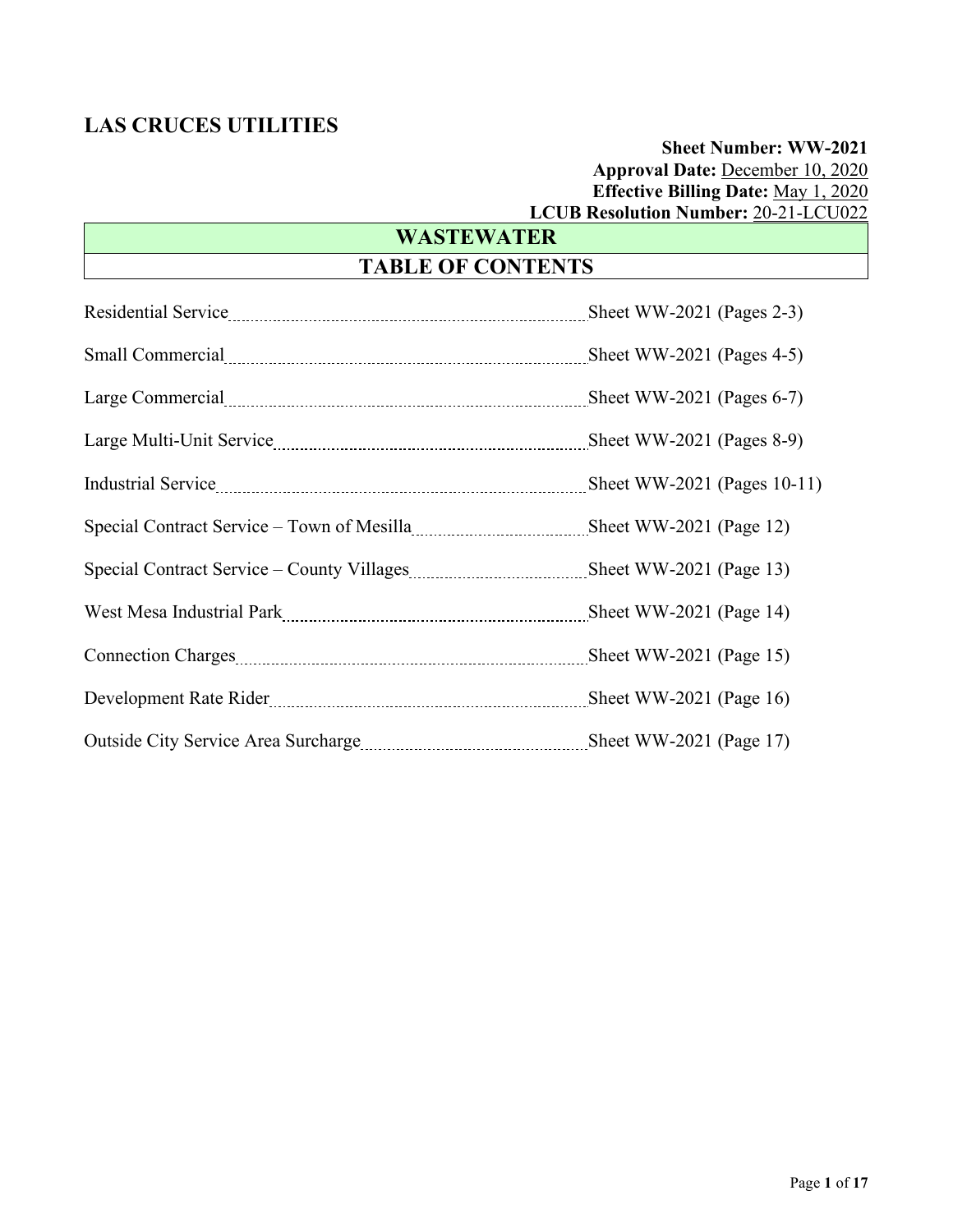# LAS CRUCES UTILITIES

**Sheet Number: WW-2021**
**Approval Date:** December 10, 2020
**Effective Billing Date:** May 1, 2020
**LCUB Resolution Number:** 20-21-LCU022

## WASTEWATER

## TABLE OF CONTENTS

| Section | Sheet |
|---|---|
| Residential Service | Sheet WW-2021 (Pages 2-3) |
| Small Commercial | Sheet WW-2021 (Pages 4-5) |
| Large Commercial | Sheet WW-2021 (Pages 6-7) |
| Large Multi-Unit Service | Sheet WW-2021 (Pages 8-9) |
| Industrial Service | Sheet WW-2021 (Pages 10-11) |
| Special Contract Service – Town of Mesilla | Sheet WW-2021 (Page 12) |
| Special Contract Service – County Villages | Sheet WW-2021 (Page 13) |
| West Mesa Industrial Park | Sheet WW-2021 (Page 14) |
| Connection Charges | Sheet WW-2021 (Page 15) |
| Development Rate Rider | Sheet WW-2021 (Page 16) |
| Outside City Service Area Surcharge | Sheet WW-2021 (Page 17) |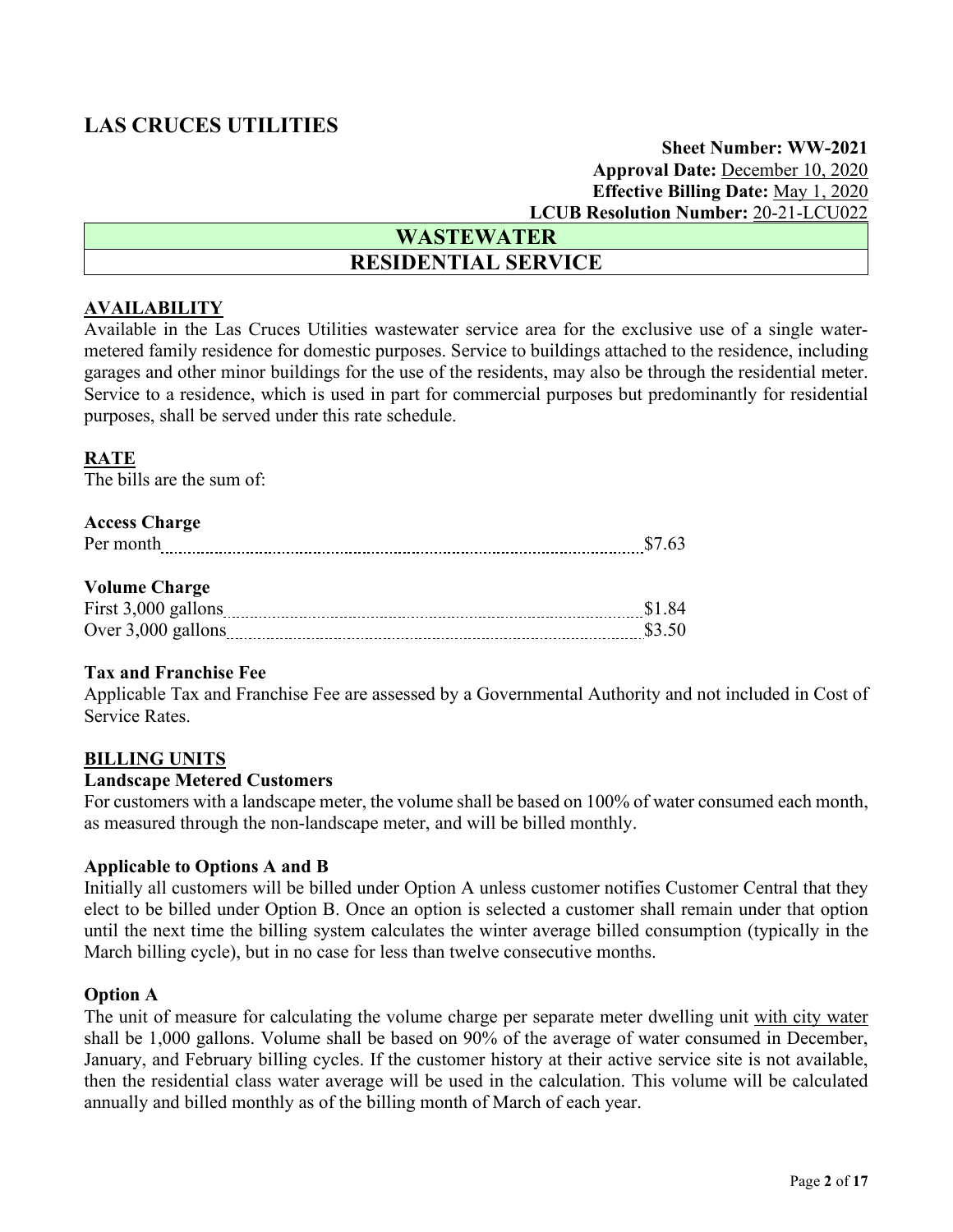## LAS CRUCES UTILITIES

**Sheet Number: WW-2021**
**Approval Date:** December 10, 2020
**Effective Billing Date:** May 1, 2020
**LCUB Resolution Number:** 20-21-LCU022

# WASTEWATER

# RESIDENTIAL SERVICE

### AVAILABILITY

Available in the Las Cruces Utilities wastewater service area for the exclusive use of a single water-metered family residence for domestic purposes. Service to buildings attached to the residence, including garages and other minor buildings for the use of the residents, may also be through the residential meter. Service to a residence, which is used in part for commercial purposes but predominantly for residential purposes, shall be served under this rate schedule.

### RATE

The bills are the sum of:

**Access Charge**

| | |
|---|---|
| Per month | $7.63 |

**Volume Charge**

| | |
|---|---|
| First 3,000 gallons | $1.84 |
| Over 3,000 gallons | $3.50 |

**Tax and Franchise Fee**

Applicable Tax and Franchise Fee are assessed by a Governmental Authority and not included in Cost of Service Rates.

### BILLING UNITS

**Landscape Metered Customers**

For customers with a landscape meter, the volume shall be based on 100% of water consumed each month, as measured through the non-landscape meter, and will be billed monthly.

**Applicable to Options A and B**

Initially all customers will be billed under Option A unless customer notifies Customer Central that they elect to be billed under Option B. Once an option is selected a customer shall remain under that option until the next time the billing system calculates the winter average billed consumption (typically in the March billing cycle), but in no case for less than twelve consecutive months.

**Option A**

The unit of measure for calculating the volume charge per separate meter dwelling unit with city water shall be 1,000 gallons. Volume shall be based on 90% of the average of water consumed in December, January, and February billing cycles. If the customer history at their active service site is not available, then the residential class water average will be used in the calculation. This volume will be calculated annually and billed monthly as of the billing month of March of each year.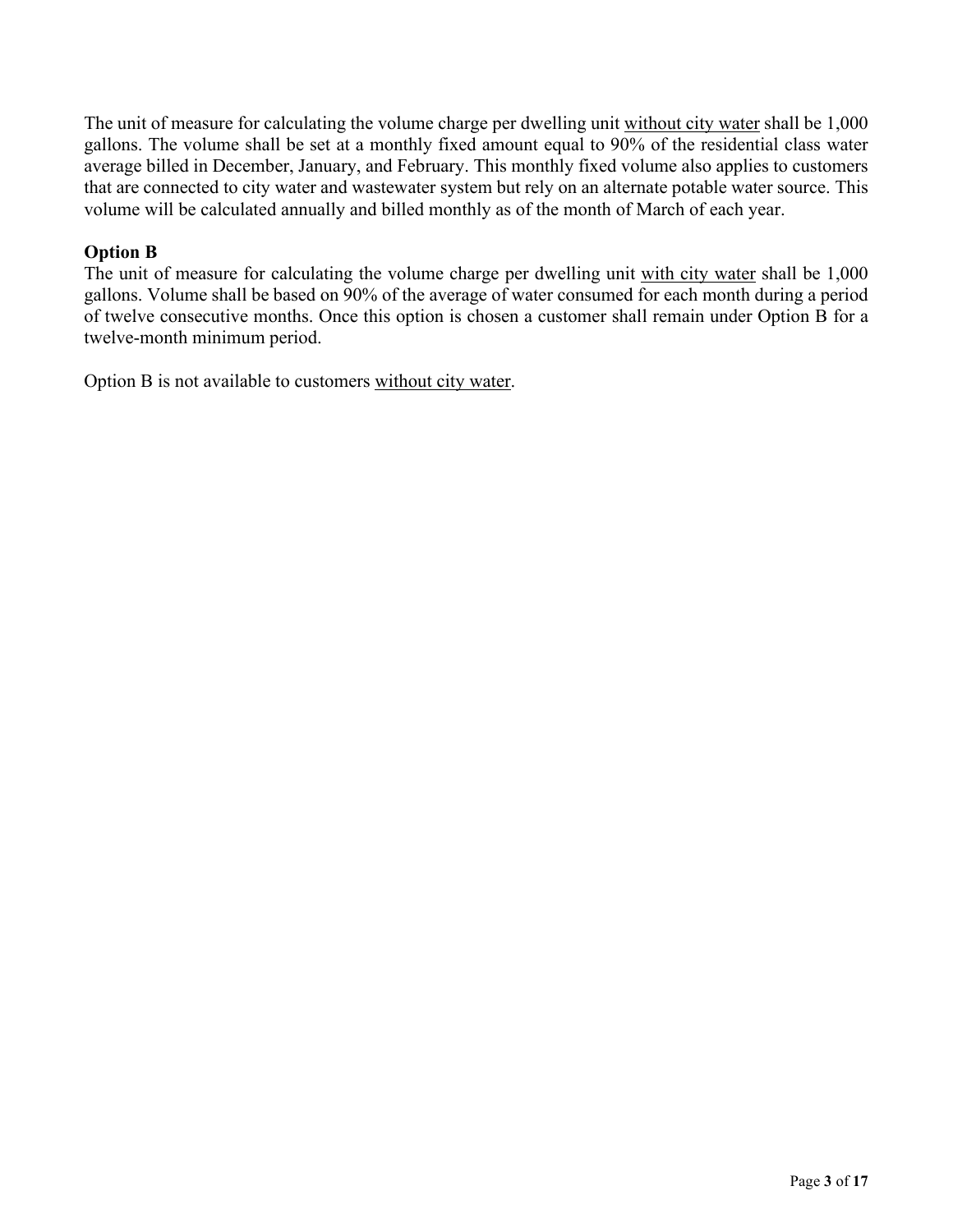The unit of measure for calculating the volume charge per dwelling unit <u>without city water</u> shall be 1,000 gallons. The volume shall be set at a monthly fixed amount equal to 90% of the residential class water average billed in December, January, and February. This monthly fixed volume also applies to customers that are connected to city water and wastewater system but rely on an alternate potable water source. This volume will be calculated annually and billed monthly as of the month of March of each year.

**Option B**

The unit of measure for calculating the volume charge per dwelling unit <u>with city water</u> shall be 1,000 gallons. Volume shall be based on 90% of the average of water consumed for each month during a period of twelve consecutive months. Once this option is chosen a customer shall remain under Option B for a twelve-month minimum period.

Option B is not available to customers <u>without city water</u>.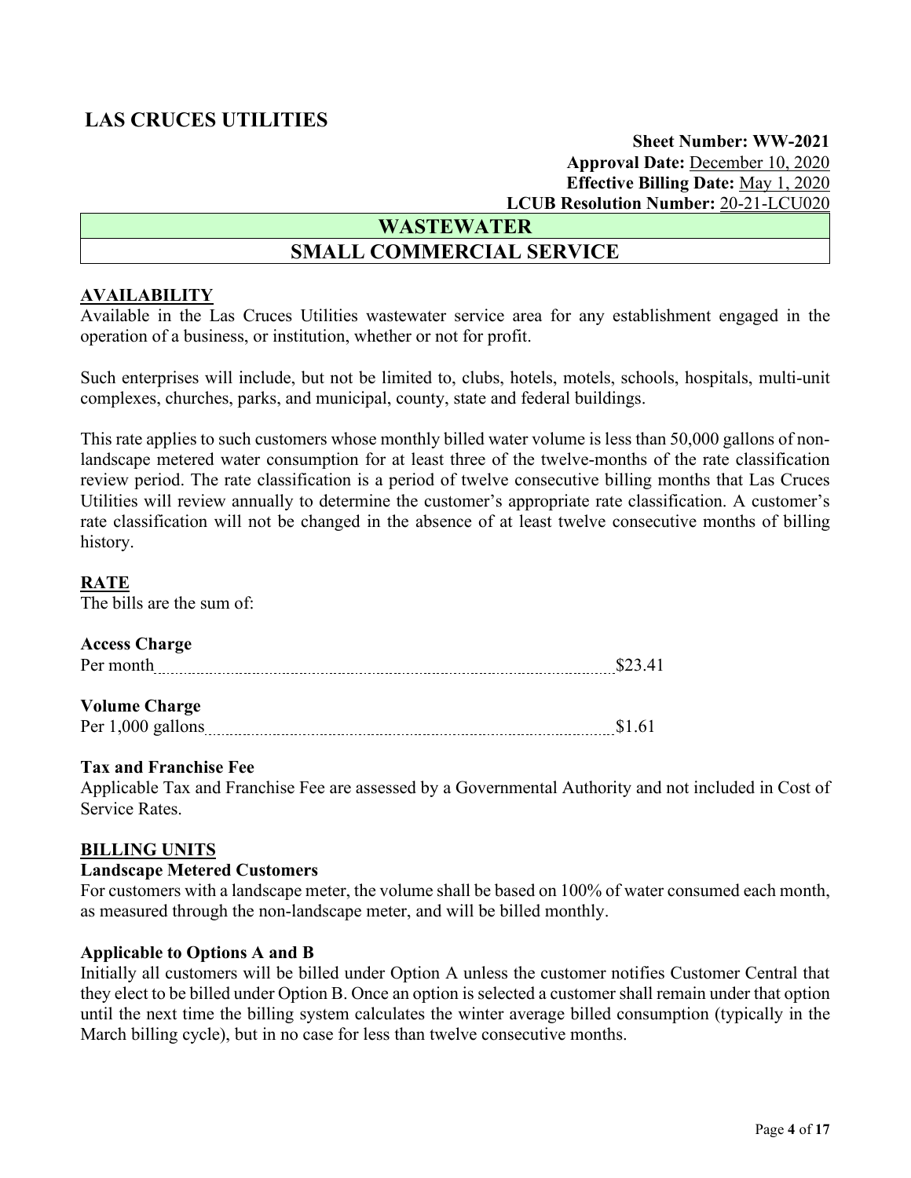# LAS CRUCES UTILITIES

**Sheet Number: WW-2021**
**Approval Date:** December 10, 2020
**Effective Billing Date:** May 1, 2020
**LCUB Resolution Number:** 20-21-LCU020

## WASTEWATER

## SMALL COMMERCIAL SERVICE

### AVAILABILITY

Available in the Las Cruces Utilities wastewater service area for any establishment engaged in the operation of a business, or institution, whether or not for profit.

Such enterprises will include, but not be limited to, clubs, hotels, motels, schools, hospitals, multi-unit complexes, churches, parks, and municipal, county, state and federal buildings.

This rate applies to such customers whose monthly billed water volume is less than 50,000 gallons of non-landscape metered water consumption for at least three of the twelve-months of the rate classification review period. The rate classification is a period of twelve consecutive billing months that Las Cruces Utilities will review annually to determine the customer's appropriate rate classification. A customer's rate classification will not be changed in the absence of at least twelve consecutive months of billing history.

### RATE

The bills are the sum of:

**Access Charge**
Per month.......... $23.41

**Volume Charge**
Per 1,000 gallons.......... $1.61

**Tax and Franchise Fee**
Applicable Tax and Franchise Fee are assessed by a Governmental Authority and not included in Cost of Service Rates.

### BILLING UNITS

**Landscape Metered Customers**
For customers with a landscape meter, the volume shall be based on 100% of water consumed each month, as measured through the non-landscape meter, and will be billed monthly.

**Applicable to Options A and B**
Initially all customers will be billed under Option A unless the customer notifies Customer Central that they elect to be billed under Option B. Once an option is selected a customer shall remain under that option until the next time the billing system calculates the winter average billed consumption (typically in the March billing cycle), but in no case for less than twelve consecutive months.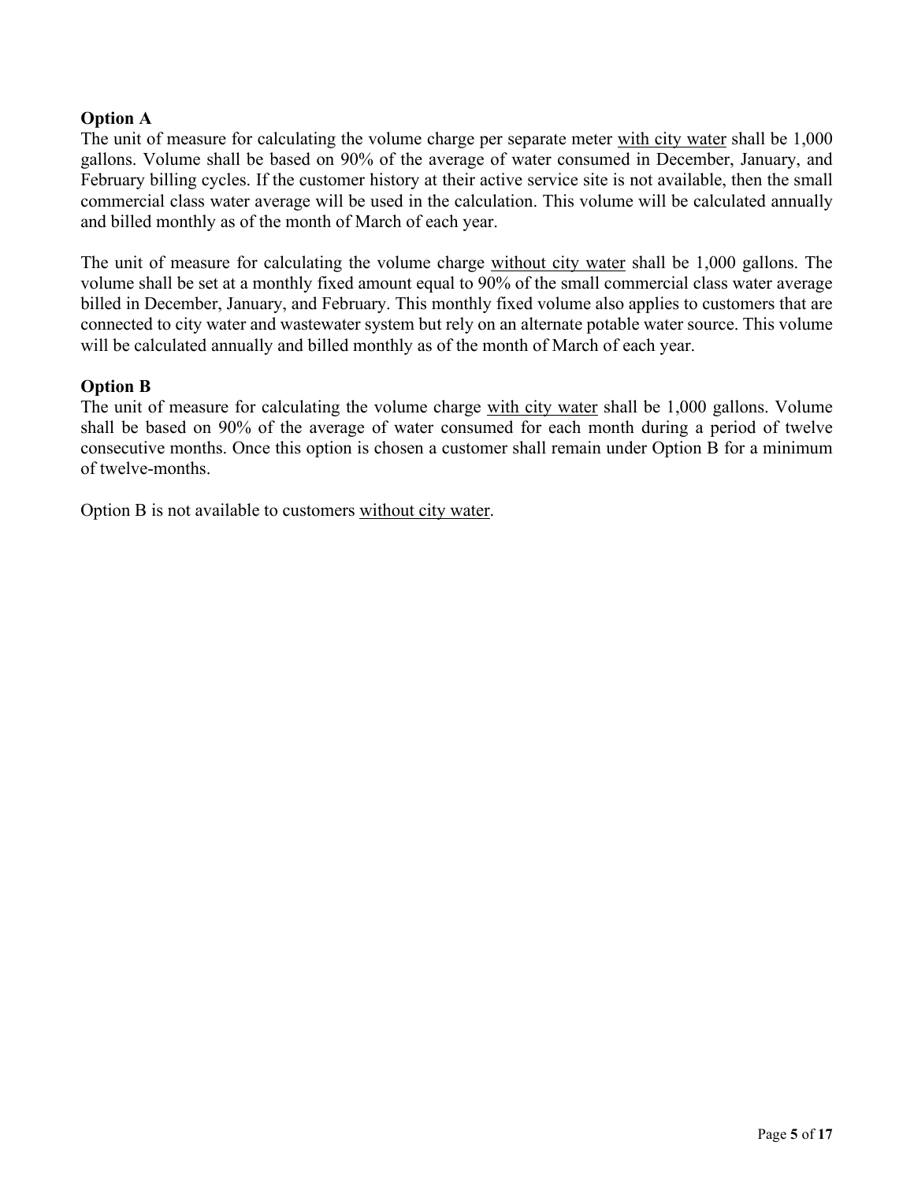**Option A**

The unit of measure for calculating the volume charge per separate meter <u>with city water</u> shall be 1,000 gallons. Volume shall be based on 90% of the average of water consumed in December, January, and February billing cycles. If the customer history at their active service site is not available, then the small commercial class water average will be used in the calculation. This volume will be calculated annually and billed monthly as of the month of March of each year.

The unit of measure for calculating the volume charge <u>without city water</u> shall be 1,000 gallons. The volume shall be set at a monthly fixed amount equal to 90% of the small commercial class water average billed in December, January, and February. This monthly fixed volume also applies to customers that are connected to city water and wastewater system but rely on an alternate potable water source. This volume will be calculated annually and billed monthly as of the month of March of each year.

**Option B**

The unit of measure for calculating the volume charge <u>with city water</u> shall be 1,000 gallons. Volume shall be based on 90% of the average of water consumed for each month during a period of twelve consecutive months. Once this option is chosen a customer shall remain under Option B for a minimum of twelve-months.

Option B is not available to customers <u>without city water</u>.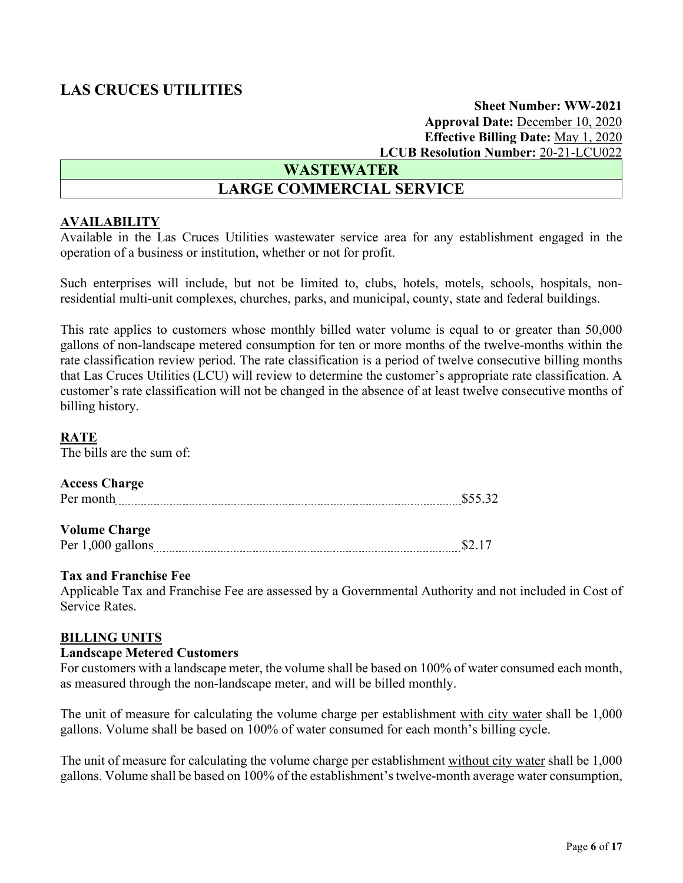# LAS CRUCES UTILITIES

**Sheet Number: WW-2021**
**Approval Date:** December 10, 2020
**Effective Billing Date:** May 1, 2020
**LCUB Resolution Number:** 20-21-LCU022

## WASTEWATER
## LARGE COMMERCIAL SERVICE

### AVAILABILITY

Available in the Las Cruces Utilities wastewater service area for any establishment engaged in the operation of a business or institution, whether or not for profit.

Such enterprises will include, but not be limited to, clubs, hotels, motels, schools, hospitals, non-residential multi-unit complexes, churches, parks, and municipal, county, state and federal buildings.

This rate applies to customers whose monthly billed water volume is equal to or greater than 50,000 gallons of non-landscape metered consumption for ten or more months of the twelve-months within the rate classification review period. The rate classification is a period of twelve consecutive billing months that Las Cruces Utilities (LCU) will review to determine the customer's appropriate rate classification. A customer's rate classification will not be changed in the absence of at least twelve consecutive months of billing history.

### RATE

The bills are the sum of:

**Access Charge**
Per month .................................................. $55.32

**Volume Charge**
Per 1,000 gallons .................................................. $2.17

**Tax and Franchise Fee**
Applicable Tax and Franchise Fee are assessed by a Governmental Authority and not included in Cost of Service Rates.

### BILLING UNITS

**Landscape Metered Customers**
For customers with a landscape meter, the volume shall be based on 100% of water consumed each month, as measured through the non-landscape meter, and will be billed monthly.

The unit of measure for calculating the volume charge per establishment with city water shall be 1,000 gallons. Volume shall be based on 100% of water consumed for each month's billing cycle.

The unit of measure for calculating the volume charge per establishment without city water shall be 1,000 gallons. Volume shall be based on 100% of the establishment's twelve-month average water consumption,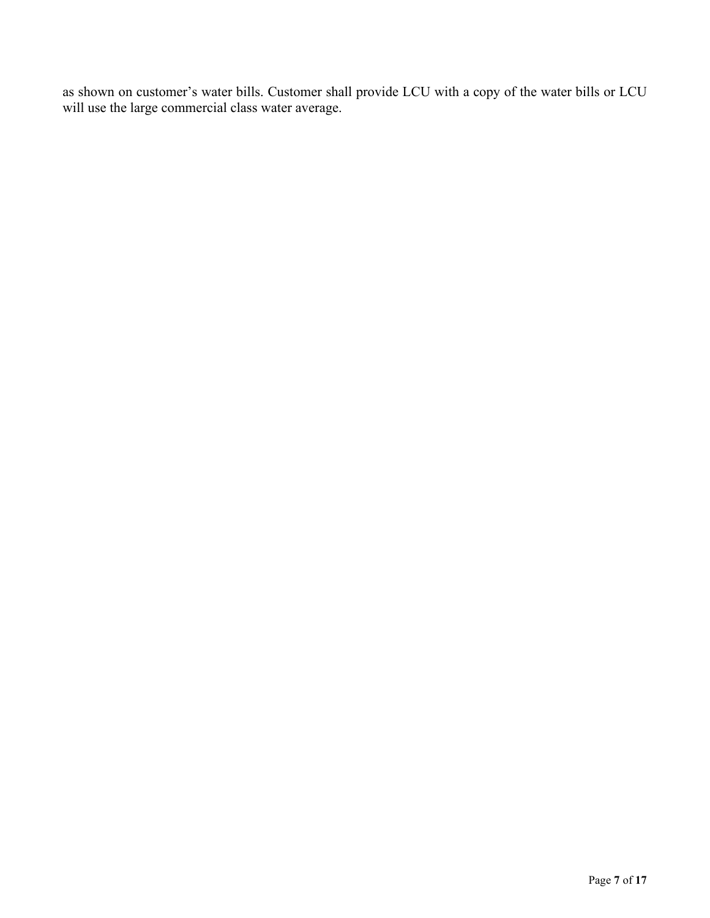as shown on customer's water bills. Customer shall provide LCU with a copy of the water bills or LCU will use the large commercial class water average.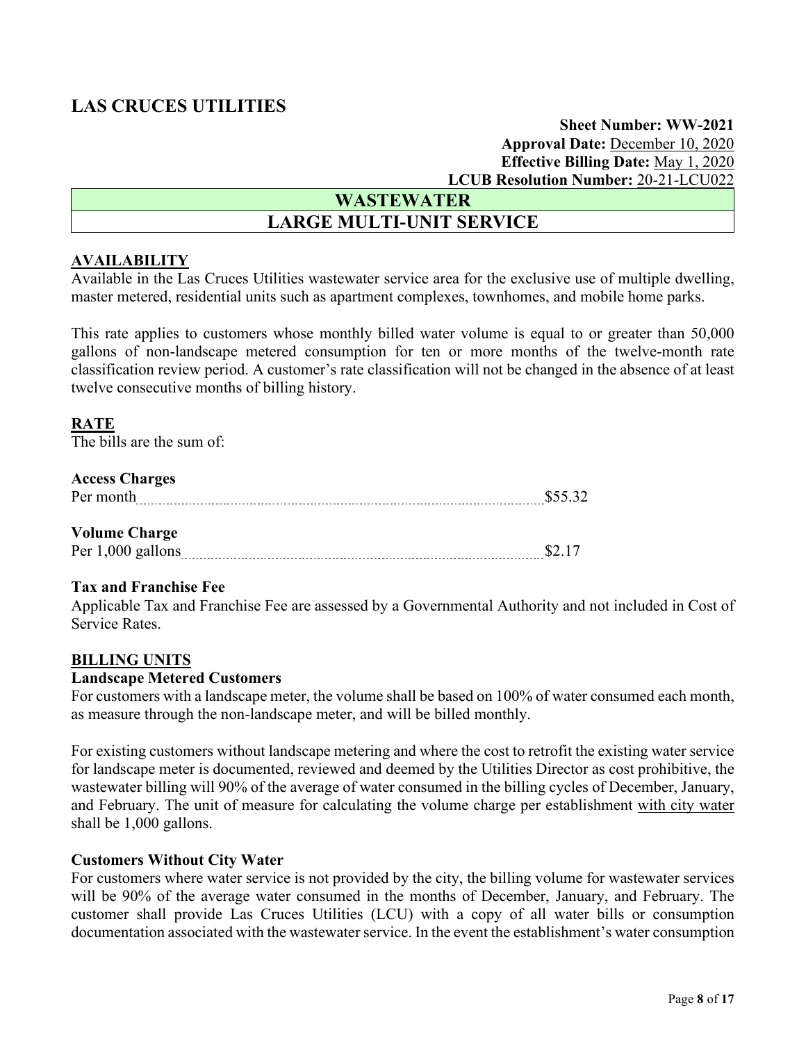# LAS CRUCES UTILITIES

**Sheet Number: WW-2021**
**Approval Date:** December 10, 2020
**Effective Billing Date:** May 1, 2020
**LCUB Resolution Number:** 20-21-LCU022

## WASTEWATER

## LARGE MULTI-UNIT SERVICE

### AVAILABILITY

Available in the Las Cruces Utilities wastewater service area for the exclusive use of multiple dwelling, master metered, residential units such as apartment complexes, townhomes, and mobile home parks.

This rate applies to customers whose monthly billed water volume is equal to or greater than 50,000 gallons of non-landscape metered consumption for ten or more months of the twelve-month rate classification review period. A customer's rate classification will not be changed in the absence of at least twelve consecutive months of billing history.

### RATE

The bills are the sum of:

**Access Charges**
Per month ........................................ $55.32

**Volume Charge**
Per 1,000 gallons ........................................ $2.17

**Tax and Franchise Fee**
Applicable Tax and Franchise Fee are assessed by a Governmental Authority and not included in Cost of Service Rates.

### BILLING UNITS

**Landscape Metered Customers**
For customers with a landscape meter, the volume shall be based on 100% of water consumed each month, as measure through the non-landscape meter, and will be billed monthly.

For existing customers without landscape metering and where the cost to retrofit the existing water service for landscape meter is documented, reviewed and deemed by the Utilities Director as cost prohibitive, the wastewater billing will 90% of the average of water consumed in the billing cycles of December, January, and February. The unit of measure for calculating the volume charge per establishment with city water shall be 1,000 gallons.

**Customers Without City Water**
For customers where water service is not provided by the city, the billing volume for wastewater services will be 90% of the average water consumed in the months of December, January, and February. The customer shall provide Las Cruces Utilities (LCU) with a copy of all water bills or consumption documentation associated with the wastewater service. In the event the establishment's water consumption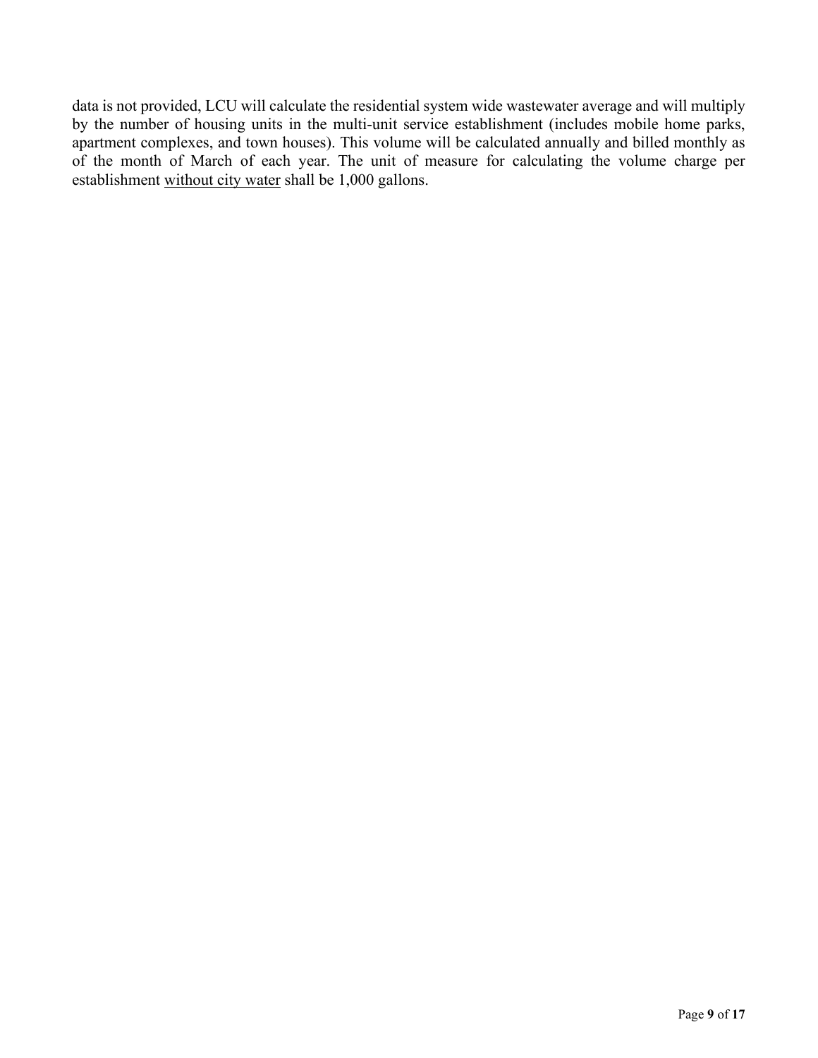data is not provided, LCU will calculate the residential system wide wastewater average and will multiply by the number of housing units in the multi-unit service establishment (includes mobile home parks, apartment complexes, and town houses). This volume will be calculated annually and billed monthly as of the month of March of each year. The unit of measure for calculating the volume charge per establishment <u>without city water</u> shall be 1,000 gallons.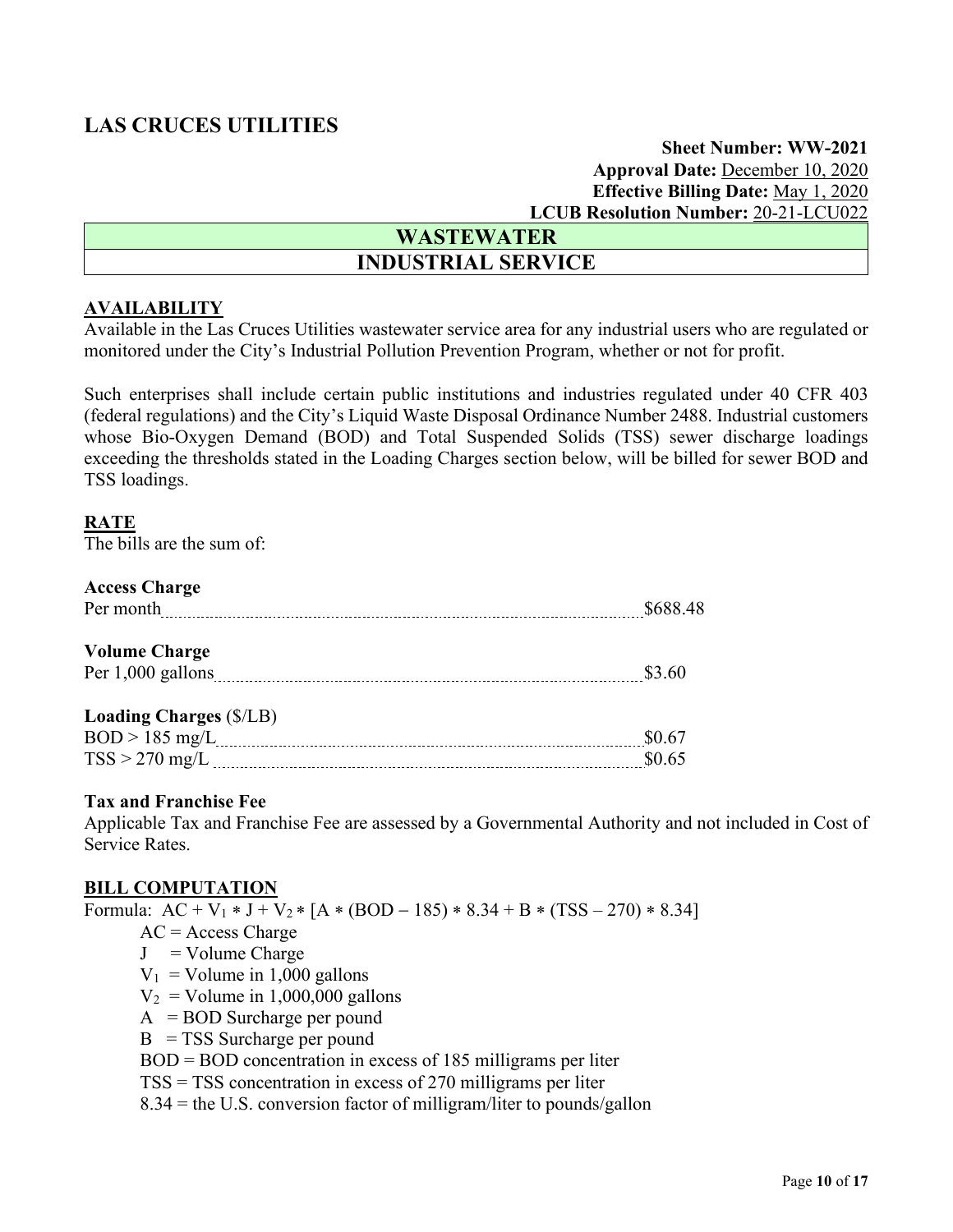# LAS CRUCES UTILITIES

**Sheet Number: WW-2021**
**Approval Date:** December 10, 2020
**Effective Billing Date:** May 1, 2020
**LCUB Resolution Number:** 20-21-LCU022

## WASTEWATER

## INDUSTRIAL SERVICE

### AVAILABILITY

Available in the Las Cruces Utilities wastewater service area for any industrial users who are regulated or monitored under the City's Industrial Pollution Prevention Program, whether or not for profit.

Such enterprises shall include certain public institutions and industries regulated under 40 CFR 403 (federal regulations) and the City's Liquid Waste Disposal Ordinance Number 2488. Industrial customers whose Bio-Oxygen Demand (BOD) and Total Suspended Solids (TSS) sewer discharge loadings exceeding the thresholds stated in the Loading Charges section below, will be billed for sewer BOD and TSS loadings.

### RATE

The bills are the sum of:

**Access Charge**
Per month .................................................. $688.48

**Volume Charge**
Per 1,000 gallons .................................................. $3.60

**Loading Charges** ($/LB)
BOD > 185 mg/L .................................................. $0.67
TSS > 270 mg/L .................................................. $0.65

**Tax and Franchise Fee**
Applicable Tax and Franchise Fee are assessed by a Governmental Authority and not included in Cost of Service Rates.

### BILL COMPUTATION

Formula: $AC + V_1 * J + V_2 * [A * (BOD - 185) * 8.34 + B * (TSS - 270) * 8.34]$

- AC = Access Charge
- J = Volume Charge
- $V_1$ = Volume in 1,000 gallons
- $V_2$ = Volume in 1,000,000 gallons
- A = BOD Surcharge per pound
- B = TSS Surcharge per pound
- BOD = BOD concentration in excess of 185 milligrams per liter
- TSS = TSS concentration in excess of 270 milligrams per liter
- 8.34 = the U.S. conversion factor of milligram/liter to pounds/gallon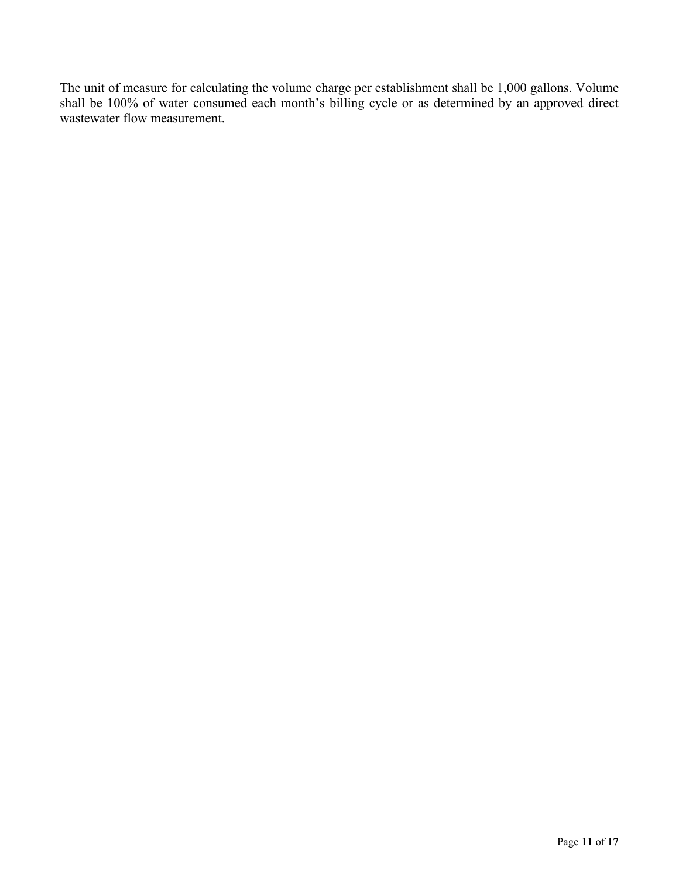The unit of measure for calculating the volume charge per establishment shall be 1,000 gallons. Volume shall be 100% of water consumed each month's billing cycle or as determined by an approved direct wastewater flow measurement.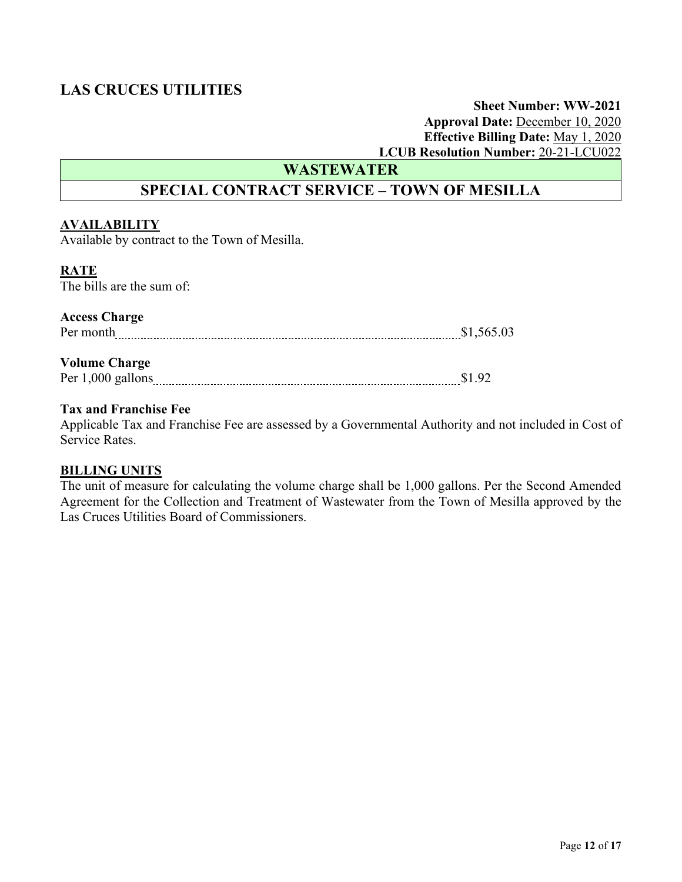# LAS CRUCES UTILITIES

**Sheet Number: WW-2021**
**Approval Date:** December 10, 2020
**Effective Billing Date:** May 1, 2020
**LCUB Resolution Number:** 20-21-LCU022

## WASTEWATER

## SPECIAL CONTRACT SERVICE – TOWN OF MESILLA

**AVAILABILITY**

Available by contract to the Town of Mesilla.

**RATE**

The bills are the sum of:

**Access Charge**

Per month .................................................. $1,565.03

**Volume Charge**

Per 1,000 gallons .................................................. $1.92

**Tax and Franchise Fee**

Applicable Tax and Franchise Fee are assessed by a Governmental Authority and not included in Cost of Service Rates.

**BILLING UNITS**

The unit of measure for calculating the volume charge shall be 1,000 gallons. Per the Second Amended Agreement for the Collection and Treatment of Wastewater from the Town of Mesilla approved by the Las Cruces Utilities Board of Commissioners.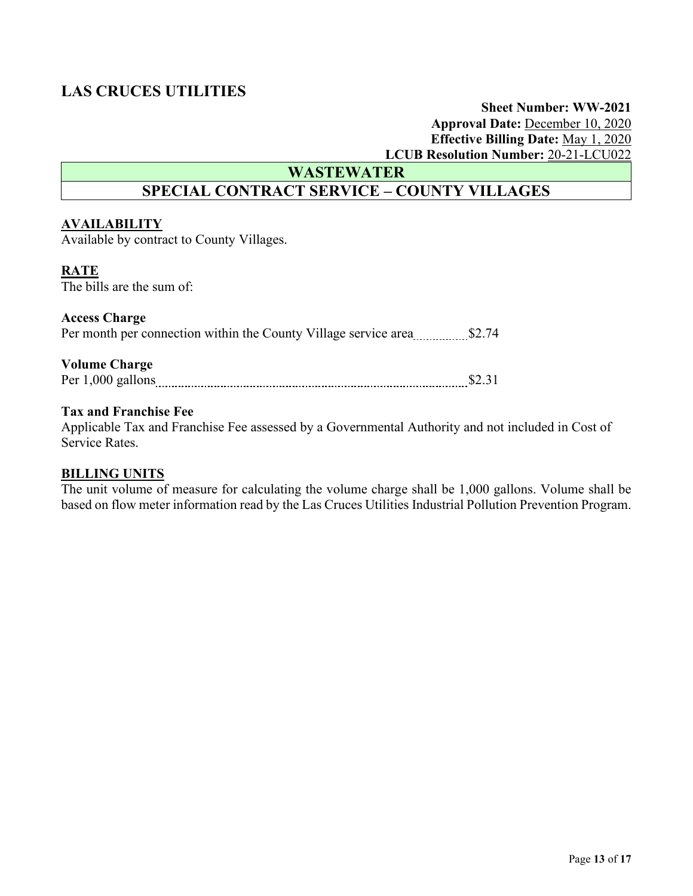# LAS CRUCES UTILITIES

**Sheet Number: WW-2021**
**Approval Date:** December 10, 2020
**Effective Billing Date:** May 1, 2020
**LCUB Resolution Number:** 20-21-LCU022

## WASTEWATER

## SPECIAL CONTRACT SERVICE – COUNTY VILLAGES

### AVAILABILITY

Available by contract to County Villages.

### RATE

The bills are the sum of:

**Access Charge**

Per month per connection within the County Village service area .......... $2.74

**Volume Charge**

Per 1,000 gallons .......... $2.31

**Tax and Franchise Fee**

Applicable Tax and Franchise Fee assessed by a Governmental Authority and not included in Cost of Service Rates.

### BILLING UNITS

The unit volume of measure for calculating the volume charge shall be 1,000 gallons. Volume shall be based on flow meter information read by the Las Cruces Utilities Industrial Pollution Prevention Program.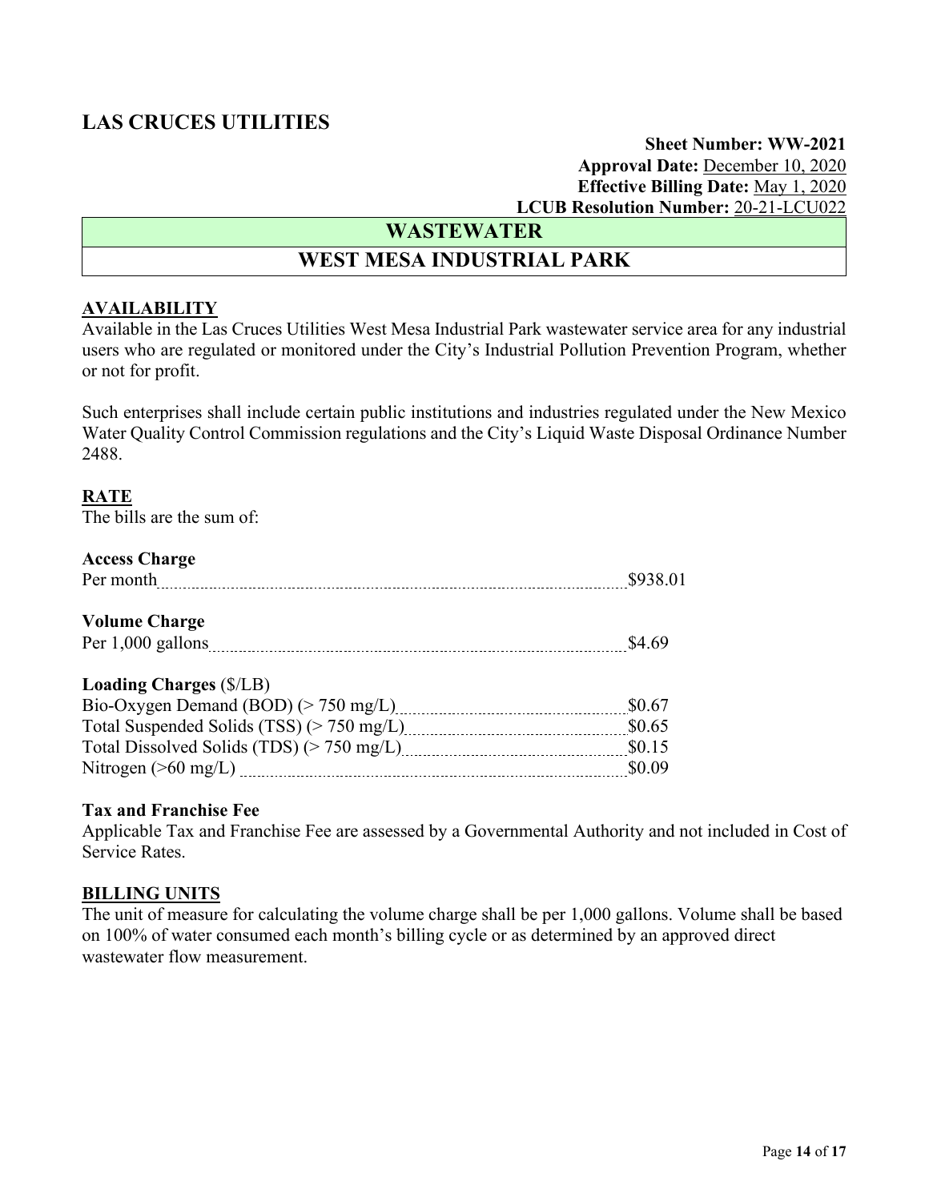## LAS CRUCES UTILITIES

**Sheet Number: WW-2021**
**Approval Date:** December 10, 2020
**Effective Billing Date:** May 1, 2020
**LCUB Resolution Number:** 20-21-LCU022

# WASTEWATER

# WEST MESA INDUSTRIAL PARK

### AVAILABILITY

Available in the Las Cruces Utilities West Mesa Industrial Park wastewater service area for any industrial users who are regulated or monitored under the City's Industrial Pollution Prevention Program, whether or not for profit.

Such enterprises shall include certain public institutions and industries regulated under the New Mexico Water Quality Control Commission regulations and the City's Liquid Waste Disposal Ordinance Number 2488.

### RATE

The bills are the sum of:

**Access Charge**

| | |
|---|---|
| Per month | \$938.01 |

**Volume Charge**

| | |
|---|---|
| Per 1,000 gallons | \$4.69 |

**Loading Charges** (\$/LB)

| | |
|---|---|
| Bio-Oxygen Demand (BOD) (> 750 mg/L) | \$0.67 |
| Total Suspended Solids (TSS) (> 750 mg/L) | \$0.65 |
| Total Dissolved Solids (TDS) (> 750 mg/L) | \$0.15 |
| Nitrogen (>60 mg/L) | \$0.09 |

**Tax and Franchise Fee**

Applicable Tax and Franchise Fee are assessed by a Governmental Authority and not included in Cost of Service Rates.

### BILLING UNITS

The unit of measure for calculating the volume charge shall be per 1,000 gallons. Volume shall be based on 100% of water consumed each month's billing cycle or as determined by an approved direct wastewater flow measurement.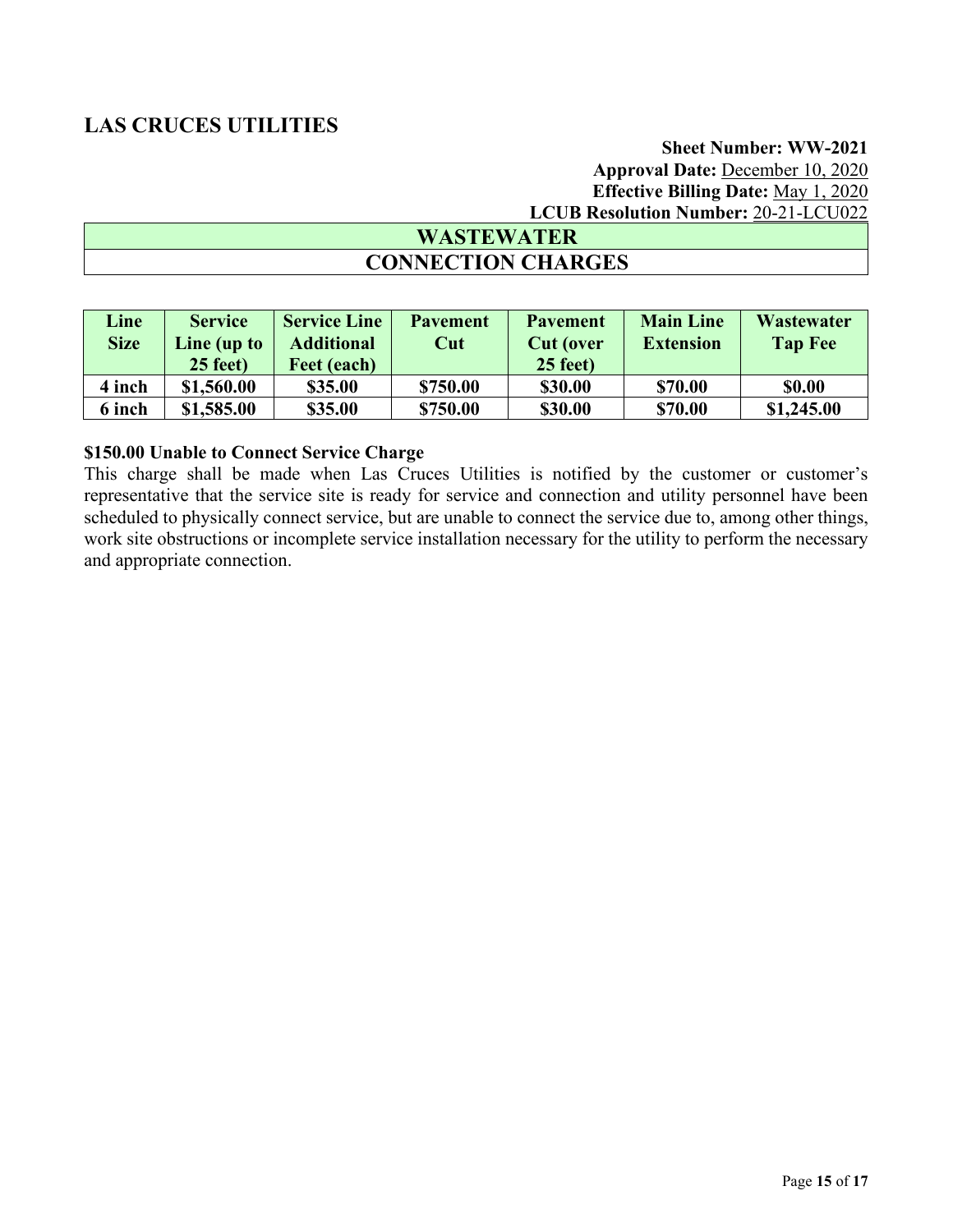## LAS CRUCES UTILITIES

**Sheet Number: WW-2021**
**Approval Date:** December 10, 2020
**Effective Billing Date:** May 1, 2020
**LCUB Resolution Number:** 20-21-LCU022

# WASTEWATER

## CONNECTION CHARGES

| Line Size | Service Line (up to 25 feet) | Service Line Additional Feet (each) | Pavement Cut | Pavement Cut (over 25 feet) | Main Line Extension | Wastewater Tap Fee |
|---|---|---|---|---|---|---|
| 4 inch | $1,560.00 | $35.00 | $750.00 | $30.00 | $70.00 | $0.00 |
| 6 inch | $1,585.00 | $35.00 | $750.00 | $30.00 | $70.00 | $1,245.00 |

**$150.00 Unable to Connect Service Charge**

This charge shall be made when Las Cruces Utilities is notified by the customer or customer's representative that the service site is ready for service and connection and utility personnel have been scheduled to physically connect service, but are unable to connect the service due to, among other things, work site obstructions or incomplete service installation necessary for the utility to perform the necessary and appropriate connection.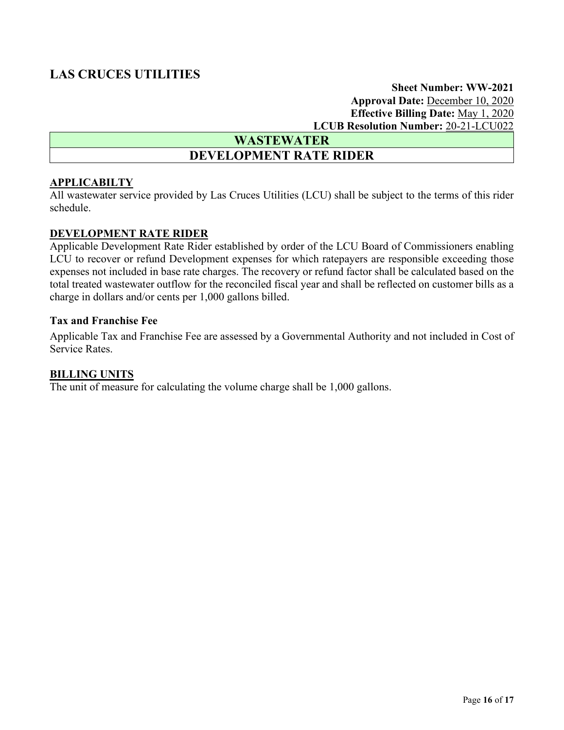## LAS CRUCES UTILITIES

**Sheet Number: WW-2021**
**Approval Date:** December 10, 2020
**Effective Billing Date:** May 1, 2020
**LCUB Resolution Number:** 20-21-LCU022

# WASTEWATER

# DEVELOPMENT RATE RIDER

### APPLICABILTY

All wastewater service provided by Las Cruces Utilities (LCU) shall be subject to the terms of this rider schedule.

### DEVELOPMENT RATE RIDER

Applicable Development Rate Rider established by order of the LCU Board of Commissioners enabling LCU to recover or refund Development expenses for which ratepayers are responsible exceeding those expenses not included in base rate charges. The recovery or refund factor shall be calculated based on the total treated wastewater outflow for the reconciled fiscal year and shall be reflected on customer bills as a charge in dollars and/or cents per 1,000 gallons billed.

**Tax and Franchise Fee**

Applicable Tax and Franchise Fee are assessed by a Governmental Authority and not included in Cost of Service Rates.

### BILLING UNITS

The unit of measure for calculating the volume charge shall be 1,000 gallons.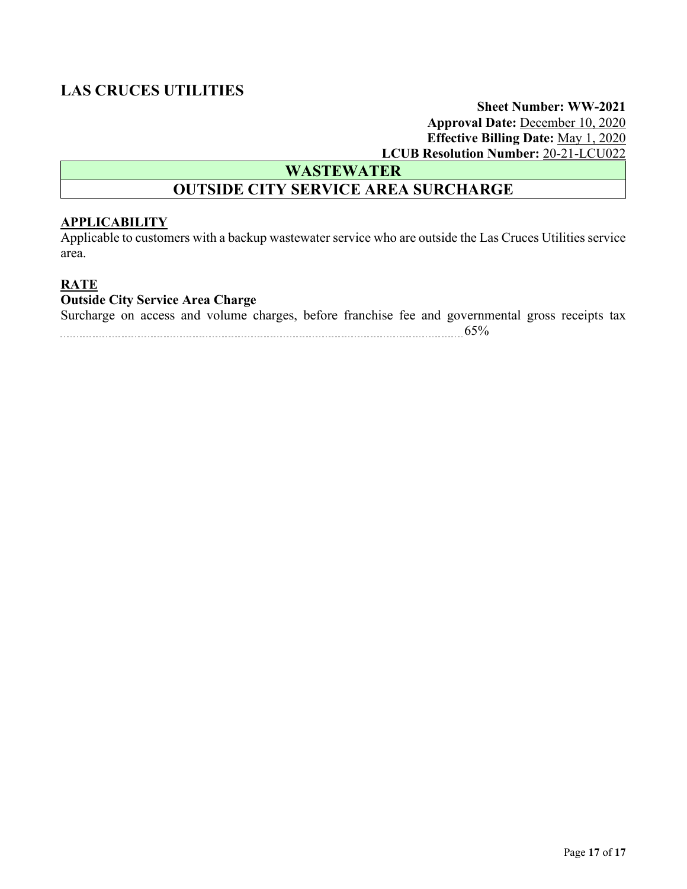# LAS CRUCES UTILITIES

**Sheet Number: WW-2021**
**Approval Date:** December 10, 2020
**Effective Billing Date:** May 1, 2020
**LCUB Resolution Number:** 20-21-LCU022

## WASTEWATER

## OUTSIDE CITY SERVICE AREA SURCHARGE

**APPLICABILITY**

Applicable to customers with a backup wastewater service who are outside the Las Cruces Utilities service area.

**RATE**

**Outside City Service Area Charge**

Surcharge on access and volume charges, before franchise fee and governmental gross receipts tax ........................................ 65%